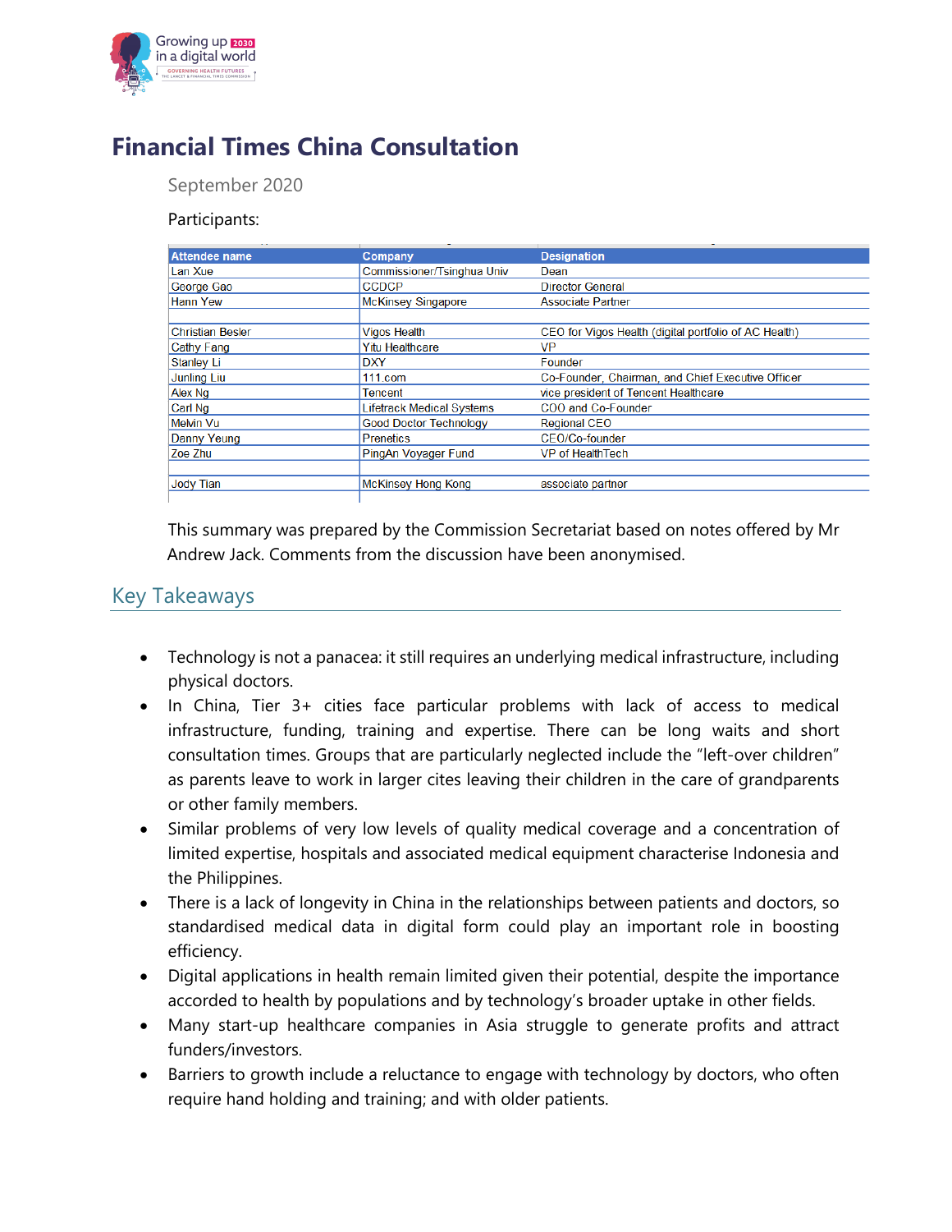# Financial Times China Consultation

September 2020

Participants:

| Attendee name | Company | Designation |
|---|---|---|
| Lan Xue | Commissioner/Tsinghua Univ | Dean |
| George Gao | CCDCP | Director General |
| Hann Yew | McKinsey Singapore | Associate Partner |
| | | |
| Christian Besler | Vigos Health | CEO for Vigos Health (digital portfolio of AC Health) |
| Cathy Fang | Yitu Healthcare | VP |
| Stanley Li | DXY | Founder |
| Junling Liu | 111.com | Co-Founder, Chairman, and Chief Executive Officer |
| Alex Ng | Tencent | vice president of Tencent Healthcare |
| Carl Ng | Lifetrack Medical Systems | COO and Co-Founder |
| Melvin Vu | Good Doctor Technology | Regional CEO |
| Danny Yeung | Prenetics | CEO/Co-founder |
| Zoe Zhu | PingAn Voyager Fund | VP of HealthTech |
| | | |
| Jody Tian | McKinsey Hong Kong | associate partner |

This summary was prepared by the Commission Secretariat based on notes offered by Mr Andrew Jack. Comments from the discussion have been anonymised.

## Key Takeaways

- Technology is not a panacea: it still requires an underlying medical infrastructure, including physical doctors.
- In China, Tier 3+ cities face particular problems with lack of access to medical infrastructure, funding, training and expertise. There can be long waits and short consultation times. Groups that are particularly neglected include the "left-over children" as parents leave to work in larger cites leaving their children in the care of grandparents or other family members.
- Similar problems of very low levels of quality medical coverage and a concentration of limited expertise, hospitals and associated medical equipment characterise Indonesia and the Philippines.
- There is a lack of longevity in China in the relationships between patients and doctors, so standardised medical data in digital form could play an important role in boosting efficiency.
- Digital applications in health remain limited given their potential, despite the importance accorded to health by populations and by technology's broader uptake in other fields.
- Many start-up healthcare companies in Asia struggle to generate profits and attract funders/investors.
- Barriers to growth include a reluctance to engage with technology by doctors, who often require hand holding and training; and with older patients.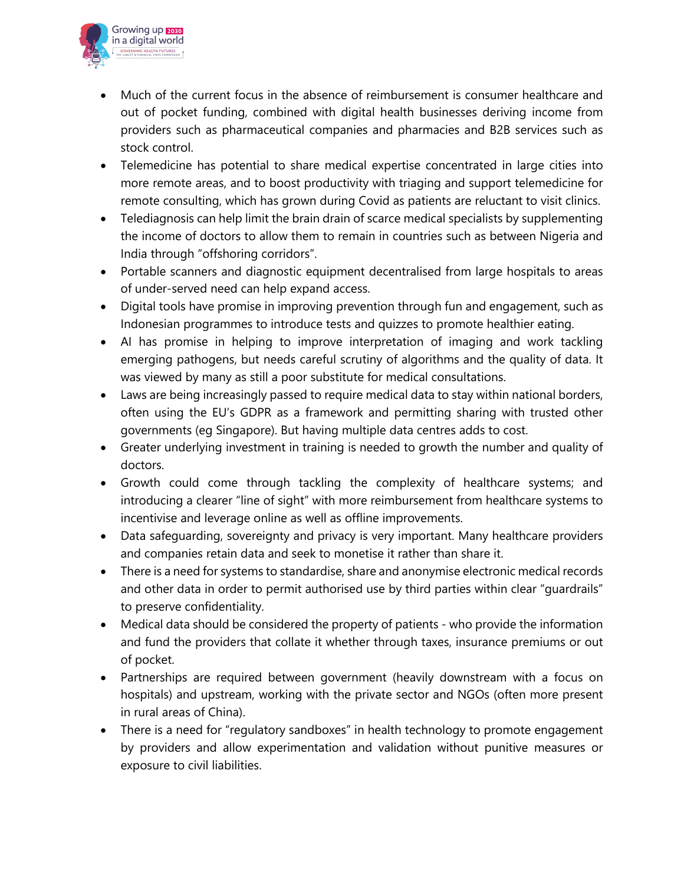- Much of the current focus in the absence of reimbursement is consumer healthcare and out of pocket funding, combined with digital health businesses deriving income from providers such as pharmaceutical companies and pharmacies and B2B services such as stock control.
- Telemedicine has potential to share medical expertise concentrated in large cities into more remote areas, and to boost productivity with triaging and support telemedicine for remote consulting, which has grown during Covid as patients are reluctant to visit clinics.
- Telediagnosis can help limit the brain drain of scarce medical specialists by supplementing the income of doctors to allow them to remain in countries such as between Nigeria and India through "offshoring corridors".
- Portable scanners and diagnostic equipment decentralised from large hospitals to areas of under-served need can help expand access.
- Digital tools have promise in improving prevention through fun and engagement, such as Indonesian programmes to introduce tests and quizzes to promote healthier eating.
- AI has promise in helping to improve interpretation of imaging and work tackling emerging pathogens, but needs careful scrutiny of algorithms and the quality of data. It was viewed by many as still a poor substitute for medical consultations.
- Laws are being increasingly passed to require medical data to stay within national borders, often using the EU's GDPR as a framework and permitting sharing with trusted other governments (eg Singapore). But having multiple data centres adds to cost.
- Greater underlying investment in training is needed to growth the number and quality of doctors.
- Growth could come through tackling the complexity of healthcare systems; and introducing a clearer "line of sight" with more reimbursement from healthcare systems to incentivise and leverage online as well as offline improvements.
- Data safeguarding, sovereignty and privacy is very important. Many healthcare providers and companies retain data and seek to monetise it rather than share it.
- There is a need for systems to standardise, share and anonymise electronic medical records and other data in order to permit authorised use by third parties within clear "guardrails" to preserve confidentiality.
- Medical data should be considered the property of patients - who provide the information and fund the providers that collate it whether through taxes, insurance premiums or out of pocket.
- Partnerships are required between government (heavily downstream with a focus on hospitals) and upstream, working with the private sector and NGOs (often more present in rural areas of China).
- There is a need for "regulatory sandboxes" in health technology to promote engagement by providers and allow experimentation and validation without punitive measures or exposure to civil liabilities.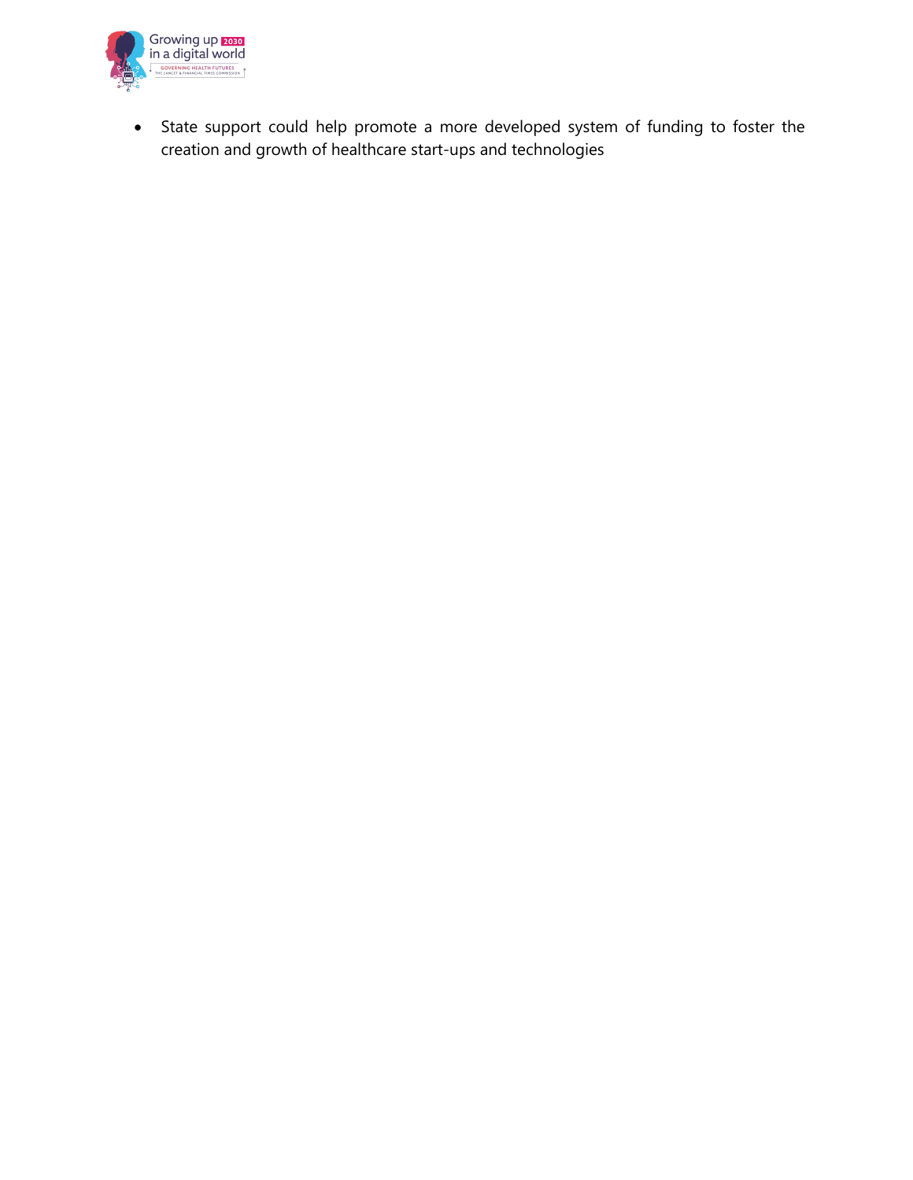- State support could help promote a more developed system of funding to foster the creation and growth of healthcare start-ups and technologies